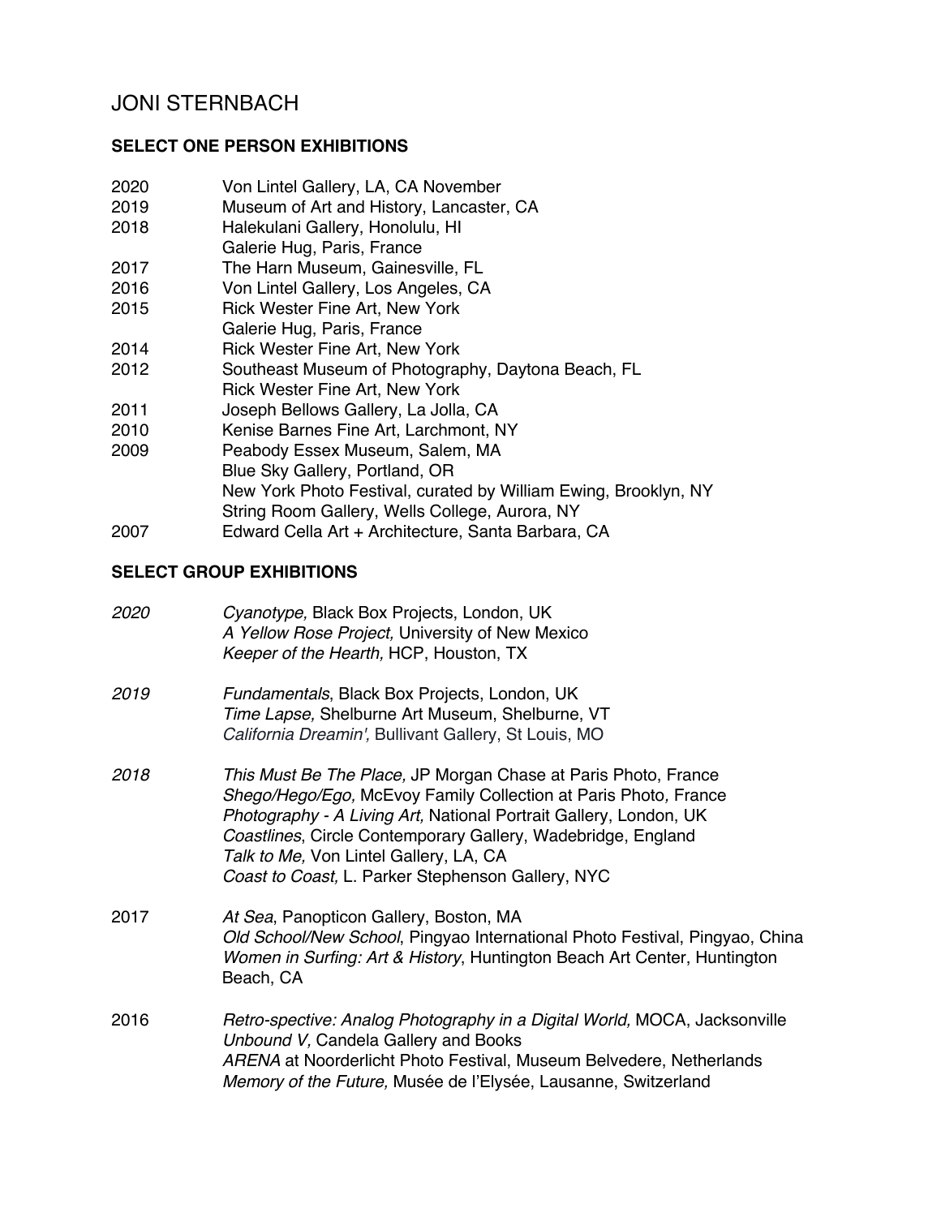# JONI STERNBACH

## SELECT ONE PERSON EXHIBITIONS

2020 Von Lintel Gallery, LA, CA November
2019 Museum of Art and History, Lancaster, CA
2018 Halekulani Gallery, Honolulu, HI
Galerie Hug, Paris, France
2017 The Harn Museum, Gainesville, FL
2016 Von Lintel Gallery, Los Angeles, CA
2015 Rick Wester Fine Art, New York
Galerie Hug, Paris, France
2014 Rick Wester Fine Art, New York
2012 Southeast Museum of Photography, Daytona Beach, FL
Rick Wester Fine Art, New York
2011 Joseph Bellows Gallery, La Jolla, CA
2010 Kenise Barnes Fine Art, Larchmont, NY
2009 Peabody Essex Museum, Salem, MA
Blue Sky Gallery, Portland, OR
New York Photo Festival, curated by William Ewing, Brooklyn, NY
String Room Gallery, Wells College, Aurora, NY
2007 Edward Cella Art + Architecture, Santa Barbara, CA

## SELECT GROUP EXHIBITIONS

*2020* *Cyanotype,* Black Box Projects, London, UK
*A Yellow Rose Project,* University of New Mexico
*Keeper of the Hearth,* HCP, Houston, TX

*2019* *Fundamentals*, Black Box Projects, London, UK
*Time Lapse,* Shelburne Art Museum, Shelburne, VT
*California Dreamin',* Bullivant Gallery, St Louis, MO

*2018* *This Must Be The Place,* JP Morgan Chase at Paris Photo, France
*Shego/Hego/Ego,* McEvoy Family Collection at Paris Photo*,* France
*Photography - A Living Art,* National Portrait Gallery, London, UK
*Coastlines*, Circle Contemporary Gallery, Wadebridge, England
*Talk to Me,* Von Lintel Gallery, LA, CA
*Coast to Coast,* L. Parker Stephenson Gallery, NYC

2017 *At Sea*, Panopticon Gallery, Boston, MA
*Old School/New School*, Pingyao International Photo Festival, Pingyao, China
*Women in Surfing: Art & History*, Huntington Beach Art Center, Huntington Beach, CA

2016 *Retro-spective: Analog Photography in a Digital World,* MOCA, Jacksonville
*Unbound V,* Candela Gallery and Books
*ARENA* at Noorderlicht Photo Festival, Museum Belvedere, Netherlands
*Memory of the Future,* Musée de l'Elysée, Lausanne, Switzerland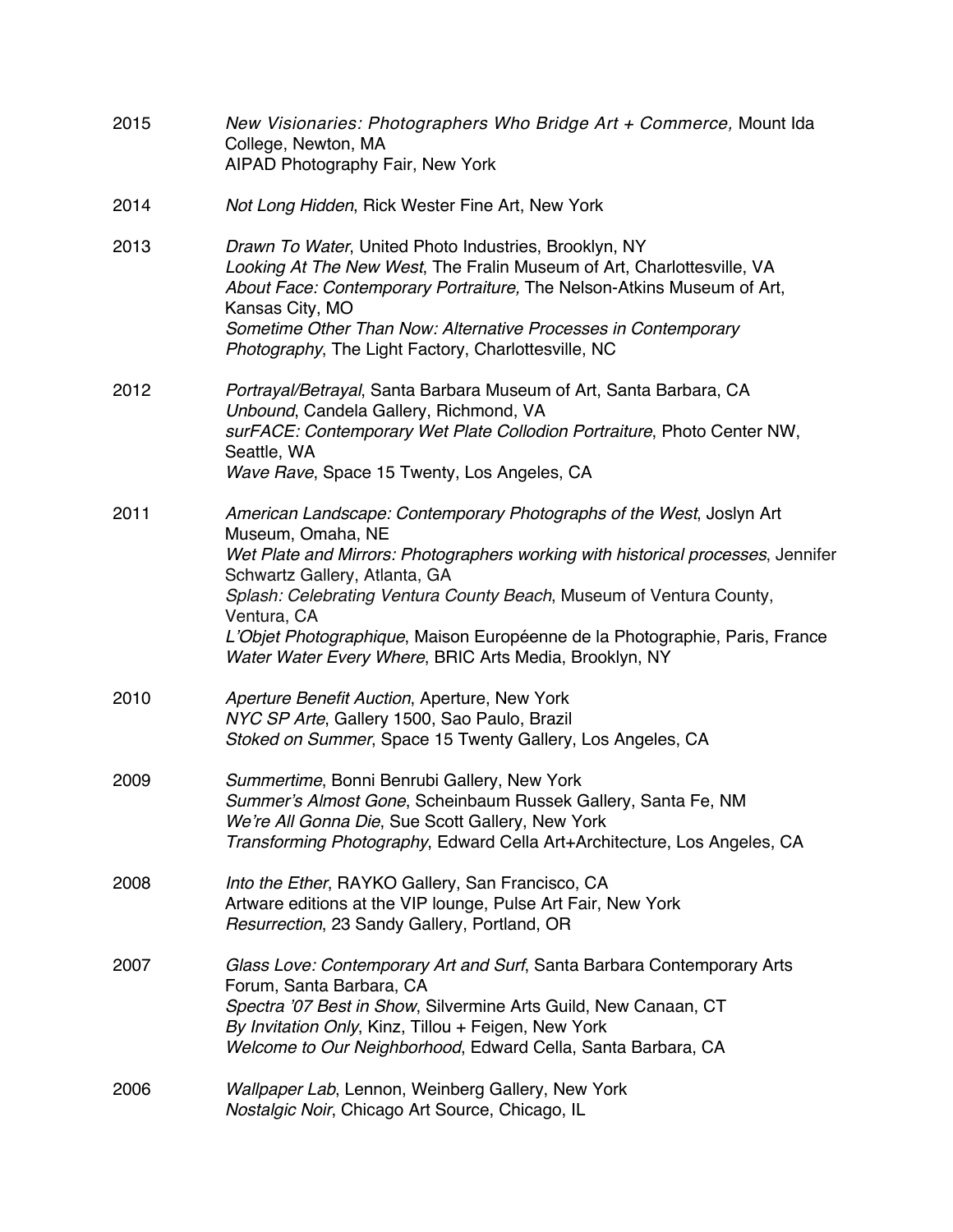2015 *New Visionaries: Photographers Who Bridge Art + Commerce,* Mount Ida College, Newton, MA
AIPAD Photography Fair, New York

2014 *Not Long Hidden*, Rick Wester Fine Art, New York

2013 *Drawn To Water*, United Photo Industries, Brooklyn, NY
*Looking At The New West*, The Fralin Museum of Art, Charlottesville, VA
*About Face: Contemporary Portraiture,* The Nelson-Atkins Museum of Art, Kansas City, MO
*Sometime Other Than Now: Alternative Processes in Contemporary Photography*, The Light Factory, Charlottesville, NC

2012 *Portrayal/Betrayal*, Santa Barbara Museum of Art, Santa Barbara, CA
*Unbound*, Candela Gallery, Richmond, VA
*surFACE: Contemporary Wet Plate Collodion Portraiture*, Photo Center NW, Seattle, WA
*Wave Rave*, Space 15 Twenty, Los Angeles, CA

2011 *American Landscape: Contemporary Photographs of the West*, Joslyn Art Museum, Omaha, NE
*Wet Plate and Mirrors: Photographers working with historical processes*, Jennifer Schwartz Gallery, Atlanta, GA
*Splash: Celebrating Ventura County Beach*, Museum of Ventura County, Ventura, CA
*L'Objet Photographique*, Maison Européenne de la Photographie, Paris, France
*Water Water Every Where*, BRIC Arts Media, Brooklyn, NY

2010 *Aperture Benefit Auction*, Aperture, New York
*NYC SP Arte*, Gallery 1500, Sao Paulo, Brazil
*Stoked on Summer*, Space 15 Twenty Gallery, Los Angeles, CA

2009 *Summertime*, Bonni Benrubi Gallery, New York
*Summer's Almost Gone*, Scheinbaum Russek Gallery, Santa Fe, NM
*We're All Gonna Die*, Sue Scott Gallery, New York
*Transforming Photography*, Edward Cella Art+Architecture, Los Angeles, CA

2008 *Into the Ether*, RAYKO Gallery, San Francisco, CA
Artware editions at the VIP lounge, Pulse Art Fair, New York
*Resurrection*, 23 Sandy Gallery, Portland, OR

2007 *Glass Love: Contemporary Art and Surf*, Santa Barbara Contemporary Arts Forum, Santa Barbara, CA
*Spectra '07 Best in Show*, Silvermine Arts Guild, New Canaan, CT
*By Invitation Only*, Kinz, Tillou + Feigen, New York
*Welcome to Our Neighborhood*, Edward Cella, Santa Barbara, CA

2006 *Wallpaper Lab*, Lennon, Weinberg Gallery, New York
*Nostalgic Noir*, Chicago Art Source, Chicago, IL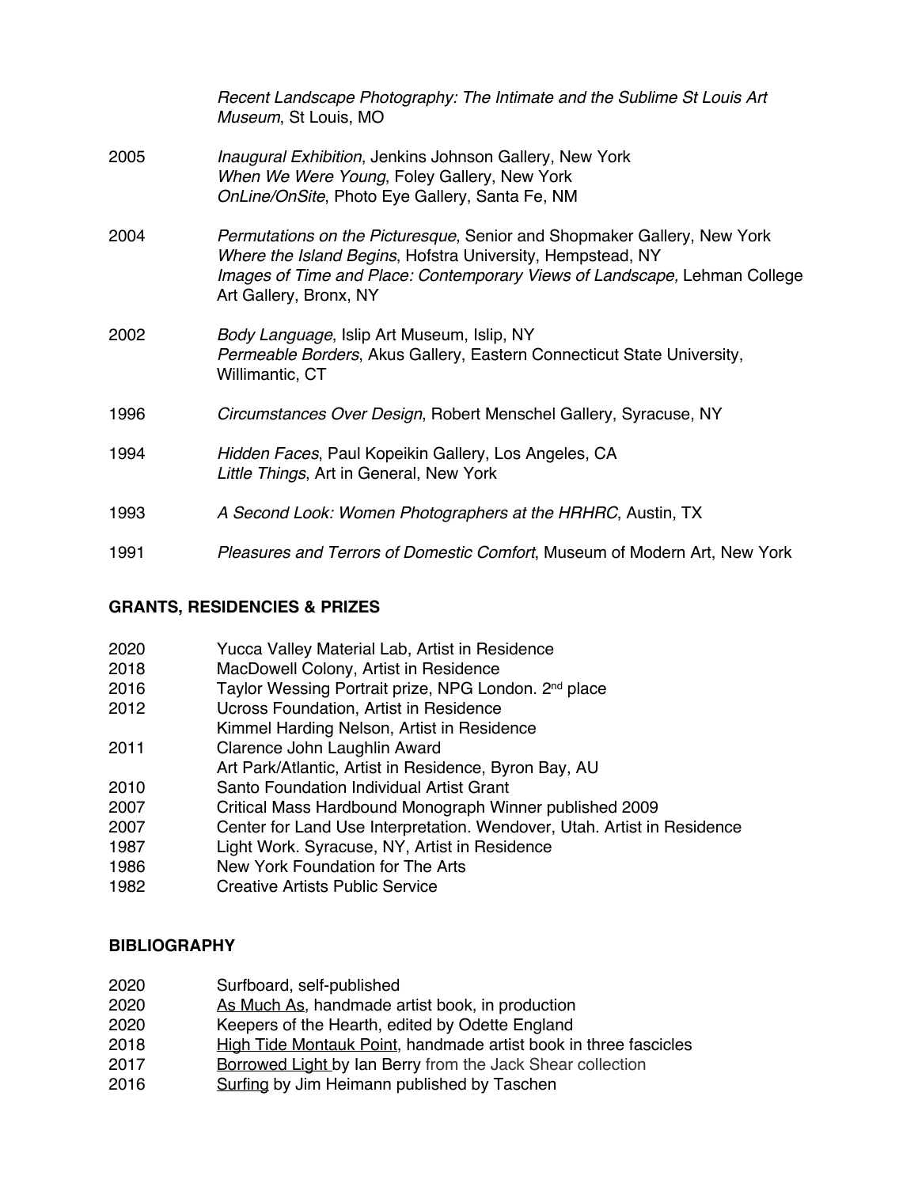*Recent Landscape Photography: The Intimate and the Sublime St Louis Art Museum*, St Louis, MO

2005 *Inaugural Exhibition*, Jenkins Johnson Gallery, New York
*When We Were Young*, Foley Gallery, New York
*OnLine/OnSite*, Photo Eye Gallery, Santa Fe, NM

2004 *Permutations on the Picturesque*, Senior and Shopmaker Gallery, New York
*Where the Island Begins*, Hofstra University, Hempstead, NY
*Images of Time and Place: Contemporary Views of Landscape,* Lehman College Art Gallery, Bronx, NY

2002 *Body Language*, Islip Art Museum, Islip, NY
*Permeable Borders*, Akus Gallery, Eastern Connecticut State University, Willimantic, CT

1996 *Circumstances Over Design*, Robert Menschel Gallery, Syracuse, NY

1994 *Hidden Faces*, Paul Kopeikin Gallery, Los Angeles, CA
*Little Things*, Art in General, New York

1993 *A Second Look: Women Photographers at the HRHRC*, Austin, TX

1991 *Pleasures and Terrors of Domestic Comfort*, Museum of Modern Art, New York

**GRANTS, RESIDENCIES & PRIZES**

2020 Yucca Valley Material Lab, Artist in Residence
2018 MacDowell Colony, Artist in Residence
2016 Taylor Wessing Portrait prize, NPG London. 2nd place
2012 Ucross Foundation, Artist in Residence
Kimmel Harding Nelson, Artist in Residence
2011 Clarence John Laughlin Award
Art Park/Atlantic, Artist in Residence, Byron Bay, AU
2010 Santo Foundation Individual Artist Grant
2007 Critical Mass Hardbound Monograph Winner published 2009
2007 Center for Land Use Interpretation. Wendover, Utah. Artist in Residence
1987 Light Work. Syracuse, NY, Artist in Residence
1986 New York Foundation for The Arts
1982 Creative Artists Public Service

**BIBLIOGRAPHY**

2020 Surfboard, self-published
2020 As Much As, handmade artist book, in production
2020 Keepers of the Hearth, edited by Odette England
2018 High Tide Montauk Point, handmade artist book in three fascicles
2017 Borrowed Light by Ian Berry from the Jack Shear collection
2016 Surfing by Jim Heimann published by Taschen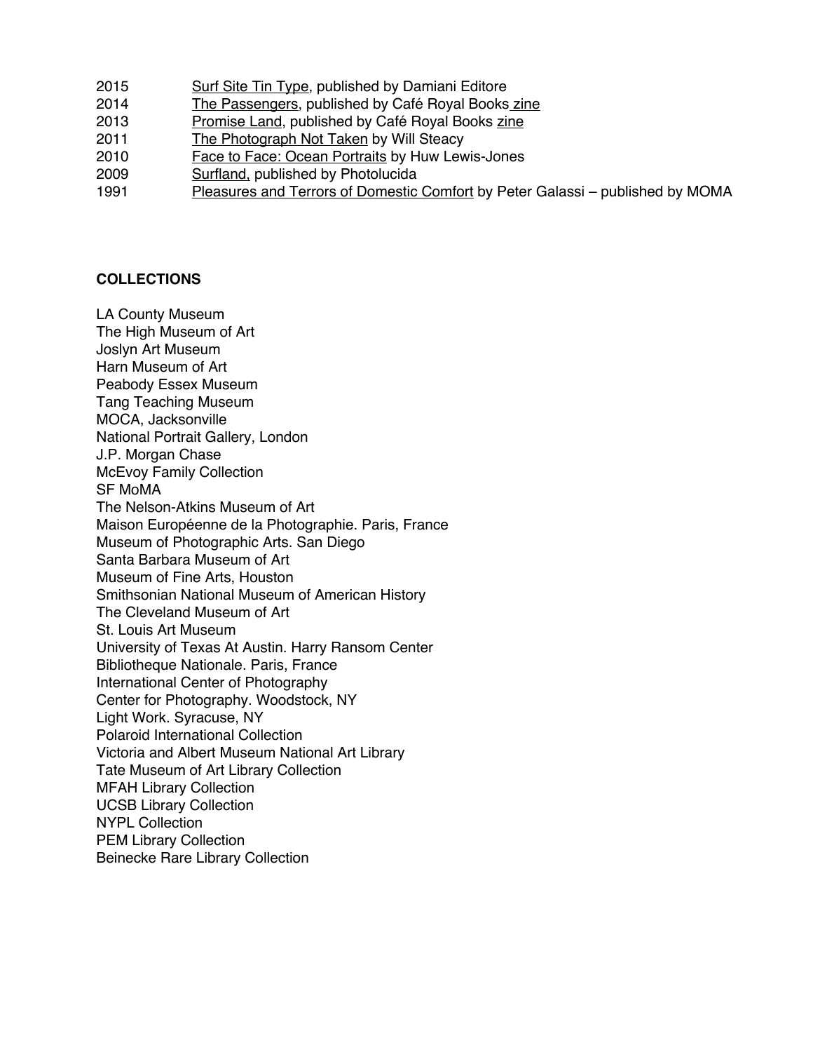2015 Surf Site Tin Type, published by Damiani Editore
2014 The Passengers, published by Café Royal Books zine
2013 Promise Land, published by Café Royal Books zine
2011 The Photograph Not Taken by Will Steacy
2010 Face to Face: Ocean Portraits by Huw Lewis-Jones
2009 Surfland, published by Photolucida
1991 Pleasures and Terrors of Domestic Comfort by Peter Galassi – published by MOMA

**COLLECTIONS**

LA County Museum
The High Museum of Art
Joslyn Art Museum
Harn Museum of Art
Peabody Essex Museum
Tang Teaching Museum
MOCA, Jacksonville
National Portrait Gallery, London
J.P. Morgan Chase
McEvoy Family Collection
SF MoMA
The Nelson-Atkins Museum of Art
Maison Européenne de la Photographie. Paris, France
Museum of Photographic Arts. San Diego
Santa Barbara Museum of Art
Museum of Fine Arts, Houston
Smithsonian National Museum of American History
The Cleveland Museum of Art
St. Louis Art Museum
University of Texas At Austin. Harry Ransom Center
Bibliotheque Nationale. Paris, France
International Center of Photography
Center for Photography. Woodstock, NY
Light Work. Syracuse, NY
Polaroid International Collection
Victoria and Albert Museum National Art Library
Tate Museum of Art Library Collection
MFAH Library Collection
UCSB Library Collection
NYPL Collection
PEM Library Collection
Beinecke Rare Library Collection